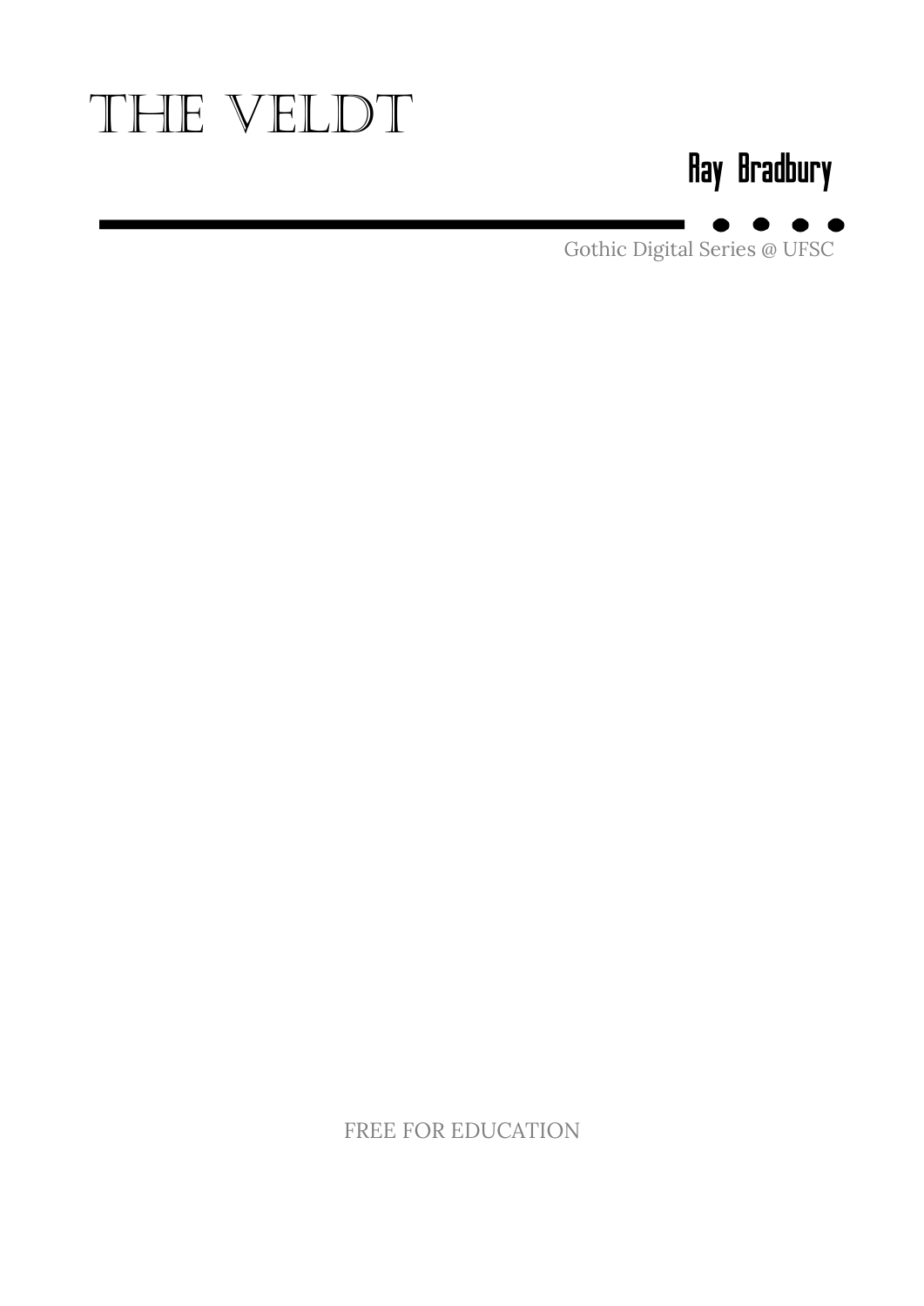# THE VELDT

**Ray Bradbury**

Gothic Digital Series @ UFSC

FREE FOR EDUCATION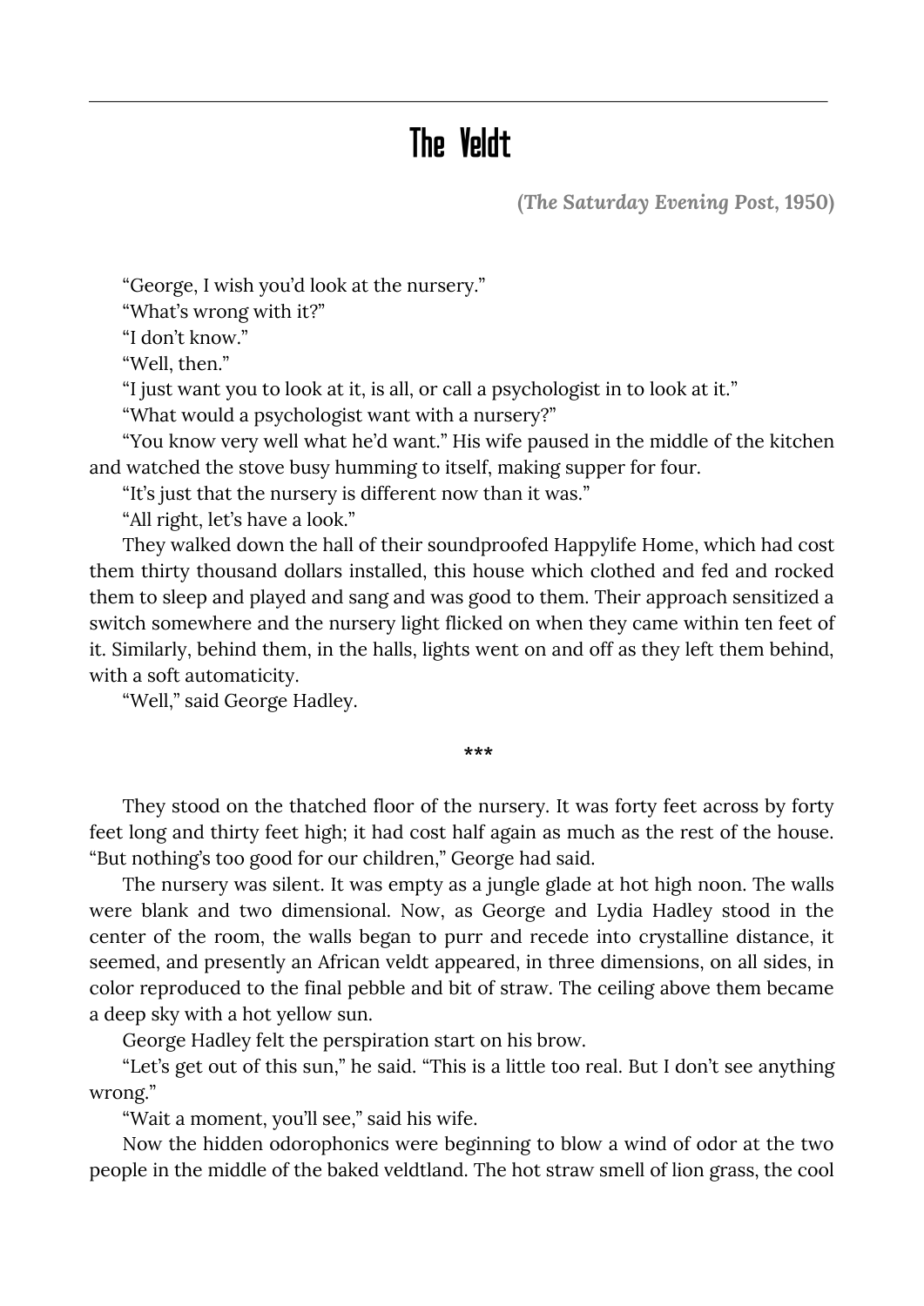# The Veldt

***(The Saturday Evening Post, 1950)***

"George, I wish you'd look at the nursery."

"What's wrong with it?"

"I don't know."

"Well, then."

"I just want you to look at it, is all, or call a psychologist in to look at it."

"What would a psychologist want with a nursery?"

"You know very well what he'd want." His wife paused in the middle of the kitchen and watched the stove busy humming to itself, making supper for four.

"It's just that the nursery is different now than it was."

"All right, let's have a look."

They walked down the hall of their soundproofed Happylife Home, which had cost them thirty thousand dollars installed, this house which clothed and fed and rocked them to sleep and played and sang and was good to them. Their approach sensitized a switch somewhere and the nursery light flicked on when they came within ten feet of it. Similarly, behind them, in the halls, lights went on and off as they left them behind, with a soft automaticity.

"Well," said George Hadley.

***

They stood on the thatched floor of the nursery. It was forty feet across by forty feet long and thirty feet high; it had cost half again as much as the rest of the house. "But nothing's too good for our children," George had said.

The nursery was silent. It was empty as a jungle glade at hot high noon. The walls were blank and two dimensional. Now, as George and Lydia Hadley stood in the center of the room, the walls began to purr and recede into crystalline distance, it seemed, and presently an African veldt appeared, in three dimensions, on all sides, in color reproduced to the final pebble and bit of straw. The ceiling above them became a deep sky with a hot yellow sun.

George Hadley felt the perspiration start on his brow.

"Let's get out of this sun," he said. "This is a little too real. But I don't see anything wrong."

"Wait a moment, you'll see," said his wife.

Now the hidden odorophonics were beginning to blow a wind of odor at the two people in the middle of the baked veldtland. The hot straw smell of lion grass, the cool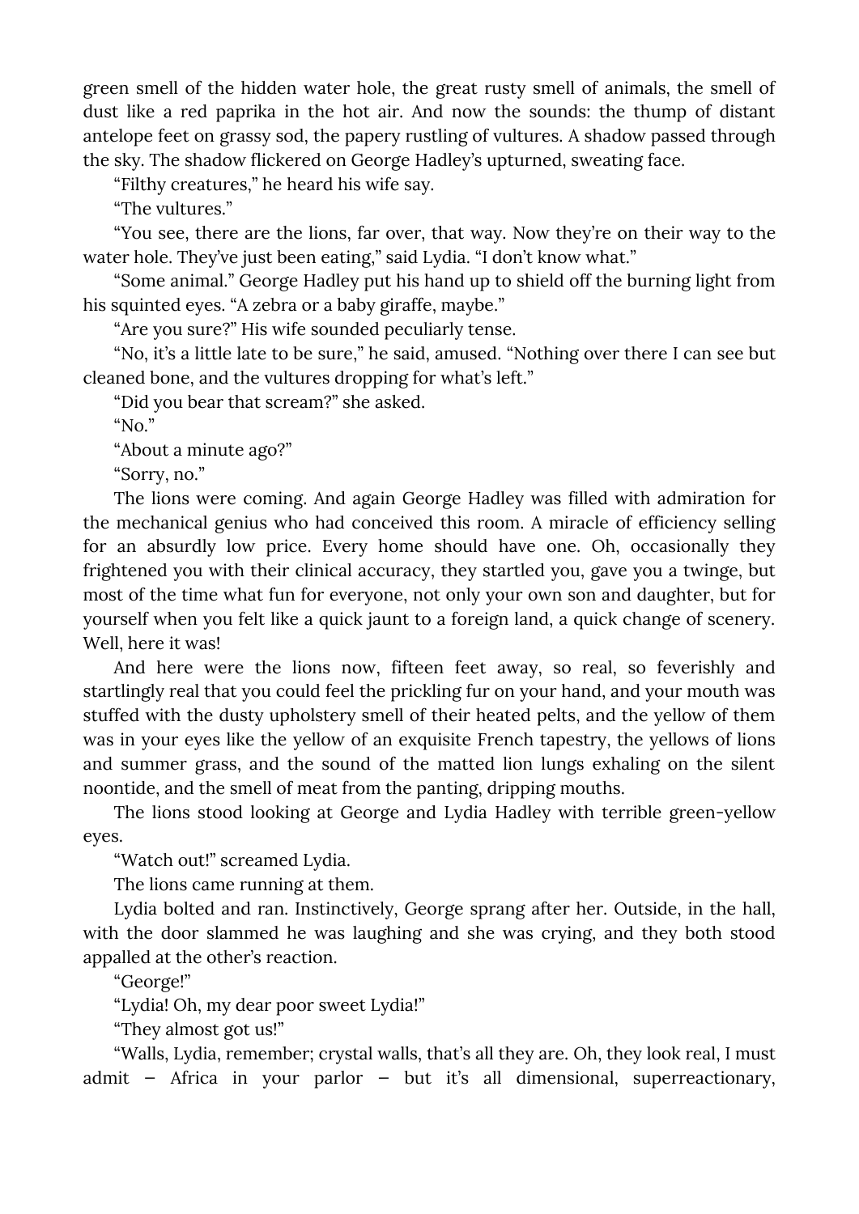green smell of the hidden water hole, the great rusty smell of animals, the smell of dust like a red paprika in the hot air. And now the sounds: the thump of distant antelope feet on grassy sod, the papery rustling of vultures. A shadow passed through the sky. The shadow flickered on George Hadley's upturned, sweating face.

"Filthy creatures," he heard his wife say.

"The vultures."

"You see, there are the lions, far over, that way. Now they're on their way to the water hole. They've just been eating," said Lydia. "I don't know what."

"Some animal." George Hadley put his hand up to shield off the burning light from his squinted eyes. "A zebra or a baby giraffe, maybe."

"Are you sure?" His wife sounded peculiarly tense.

"No, it's a little late to be sure," he said, amused. "Nothing over there I can see but cleaned bone, and the vultures dropping for what's left."

"Did you bear that scream?" she asked.

"No."

"About a minute ago?"

"Sorry, no."

The lions were coming. And again George Hadley was filled with admiration for the mechanical genius who had conceived this room. A miracle of efficiency selling for an absurdly low price. Every home should have one. Oh, occasionally they frightened you with their clinical accuracy, they startled you, gave you a twinge, but most of the time what fun for everyone, not only your own son and daughter, but for yourself when you felt like a quick jaunt to a foreign land, a quick change of scenery. Well, here it was!

And here were the lions now, fifteen feet away, so real, so feverishly and startlingly real that you could feel the prickling fur on your hand, and your mouth was stuffed with the dusty upholstery smell of their heated pelts, and the yellow of them was in your eyes like the yellow of an exquisite French tapestry, the yellows of lions and summer grass, and the sound of the matted lion lungs exhaling on the silent noontide, and the smell of meat from the panting, dripping mouths.

The lions stood looking at George and Lydia Hadley with terrible green-yellow eyes.

"Watch out!" screamed Lydia.

The lions came running at them.

Lydia bolted and ran. Instinctively, George sprang after her. Outside, in the hall, with the door slammed he was laughing and she was crying, and they both stood appalled at the other's reaction.

"George!"

"Lydia! Oh, my dear poor sweet Lydia!"

"They almost got us!"

"Walls, Lydia, remember; crystal walls, that's all they are. Oh, they look real, I must admit – Africa in your parlor – but it's all dimensional, superreactionary,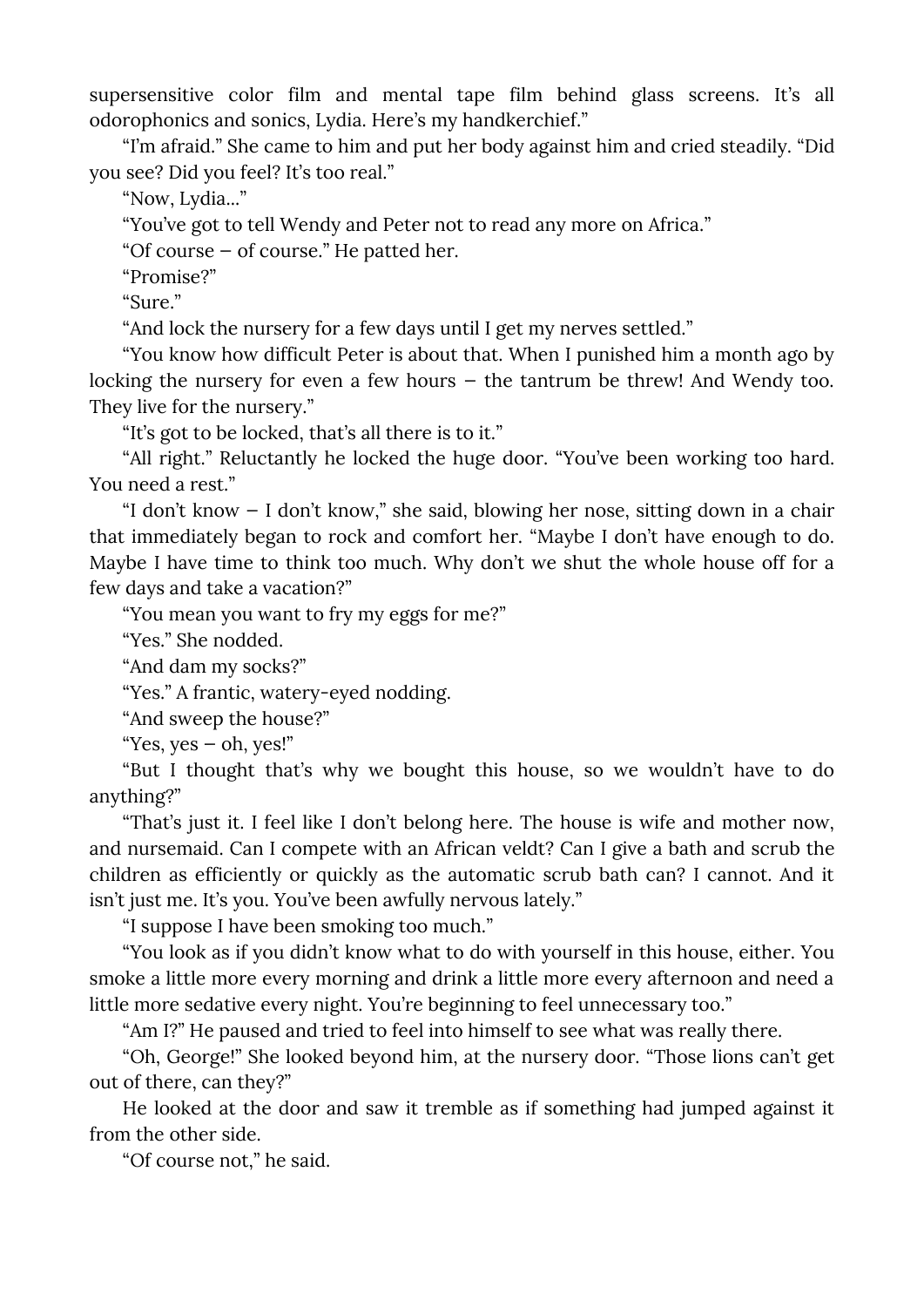supersensitive color film and mental tape film behind glass screens. It's all odorophonics and sonics, Lydia. Here's my handkerchief."

"I'm afraid." She came to him and put her body against him and cried steadily. "Did you see? Did you feel? It's too real."

"Now, Lydia..."

"You've got to tell Wendy and Peter not to read any more on Africa."

"Of course – of course." He patted her.

"Promise?"

"Sure."

"And lock the nursery for a few days until I get my nerves settled."

"You know how difficult Peter is about that. When I punished him a month ago by locking the nursery for even a few hours – the tantrum be threw! And Wendy too. They live for the nursery."

"It's got to be locked, that's all there is to it."

"All right." Reluctantly he locked the huge door. "You've been working too hard. You need a rest."

"I don't know – I don't know," she said, blowing her nose, sitting down in a chair that immediately began to rock and comfort her. "Maybe I don't have enough to do. Maybe I have time to think too much. Why don't we shut the whole house off for a few days and take a vacation?"

"You mean you want to fry my eggs for me?"

"Yes." She nodded.

"And dam my socks?"

"Yes." A frantic, watery-eyed nodding.

"And sweep the house?"

"Yes, yes – oh, yes!"

"But I thought that's why we bought this house, so we wouldn't have to do anything?"

"That's just it. I feel like I don't belong here. The house is wife and mother now, and nursemaid. Can I compete with an African veldt? Can I give a bath and scrub the children as efficiently or quickly as the automatic scrub bath can? I cannot. And it isn't just me. It's you. You've been awfully nervous lately."

"I suppose I have been smoking too much."

"You look as if you didn't know what to do with yourself in this house, either. You smoke a little more every morning and drink a little more every afternoon and need a little more sedative every night. You're beginning to feel unnecessary too."

"Am I?" He paused and tried to feel into himself to see what was really there.

"Oh, George!" She looked beyond him, at the nursery door. "Those lions can't get out of there, can they?"

He looked at the door and saw it tremble as if something had jumped against it from the other side.

"Of course not," he said.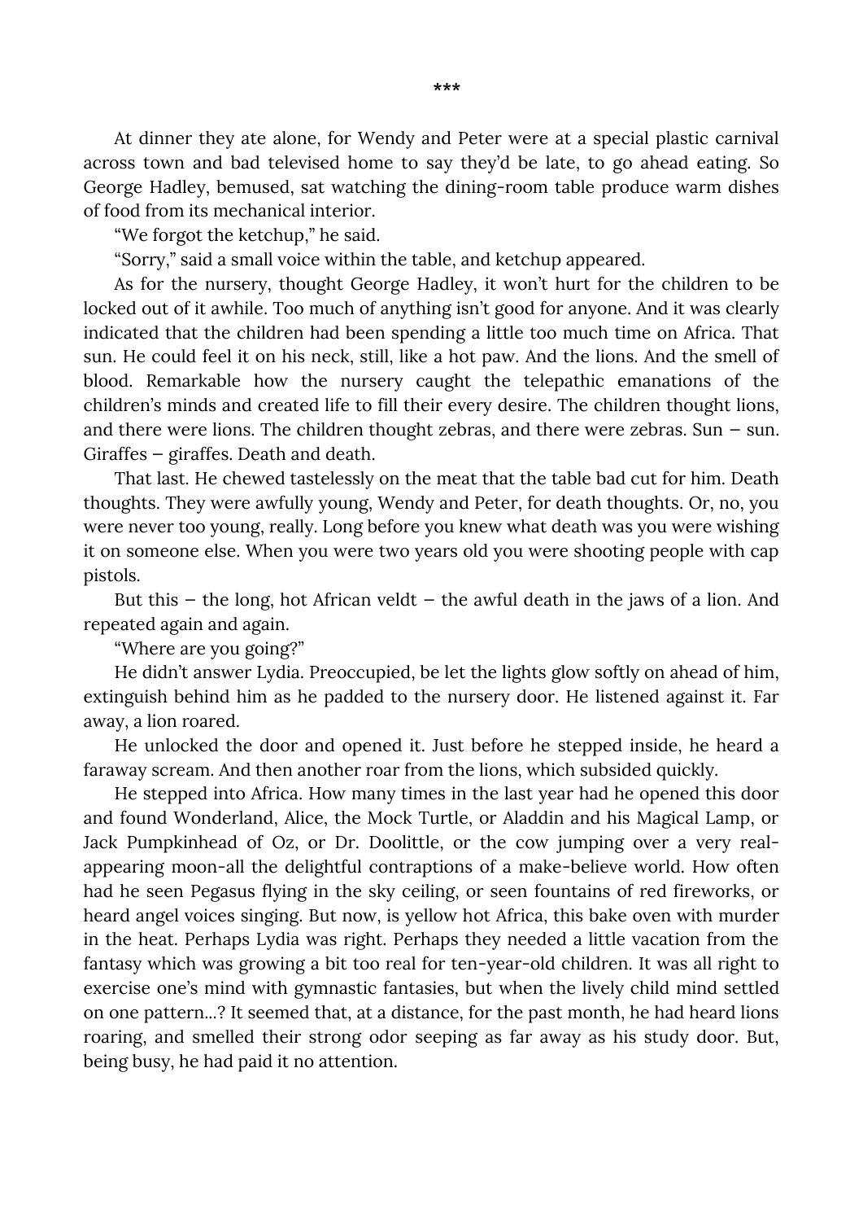***

At dinner they ate alone, for Wendy and Peter were at a special plastic carnival across town and bad televised home to say they'd be late, to go ahead eating. So George Hadley, bemused, sat watching the dining-room table produce warm dishes of food from its mechanical interior.

"We forgot the ketchup," he said.

"Sorry," said a small voice within the table, and ketchup appeared.

As for the nursery, thought George Hadley, it won't hurt for the children to be locked out of it awhile. Too much of anything isn't good for anyone. And it was clearly indicated that the children had been spending a little too much time on Africa. That sun. He could feel it on his neck, still, like a hot paw. And the lions. And the smell of blood. Remarkable how the nursery caught the telepathic emanations of the children's minds and created life to fill their every desire. The children thought lions, and there were lions. The children thought zebras, and there were zebras. Sun – sun. Giraffes – giraffes. Death and death.

That last. He chewed tastelessly on the meat that the table bad cut for him. Death thoughts. They were awfully young, Wendy and Peter, for death thoughts. Or, no, you were never too young, really. Long before you knew what death was you were wishing it on someone else. When you were two years old you were shooting people with cap pistols.

But this – the long, hot African veldt – the awful death in the jaws of a lion. And repeated again and again.

"Where are you going?"

He didn't answer Lydia. Preoccupied, be let the lights glow softly on ahead of him, extinguish behind him as he padded to the nursery door. He listened against it. Far away, a lion roared.

He unlocked the door and opened it. Just before he stepped inside, he heard a faraway scream. And then another roar from the lions, which subsided quickly.

He stepped into Africa. How many times in the last year had he opened this door and found Wonderland, Alice, the Mock Turtle, or Aladdin and his Magical Lamp, or Jack Pumpkinhead of Oz, or Dr. Doolittle, or the cow jumping over a very real-appearing moon-all the delightful contraptions of a make-believe world. How often had he seen Pegasus flying in the sky ceiling, or seen fountains of red fireworks, or heard angel voices singing. But now, is yellow hot Africa, this bake oven with murder in the heat. Perhaps Lydia was right. Perhaps they needed a little vacation from the fantasy which was growing a bit too real for ten-year-old children. It was all right to exercise one's mind with gymnastic fantasies, but when the lively child mind settled on one pattern...? It seemed that, at a distance, for the past month, he had heard lions roaring, and smelled their strong odor seeping as far away as his study door. But, being busy, he had paid it no attention.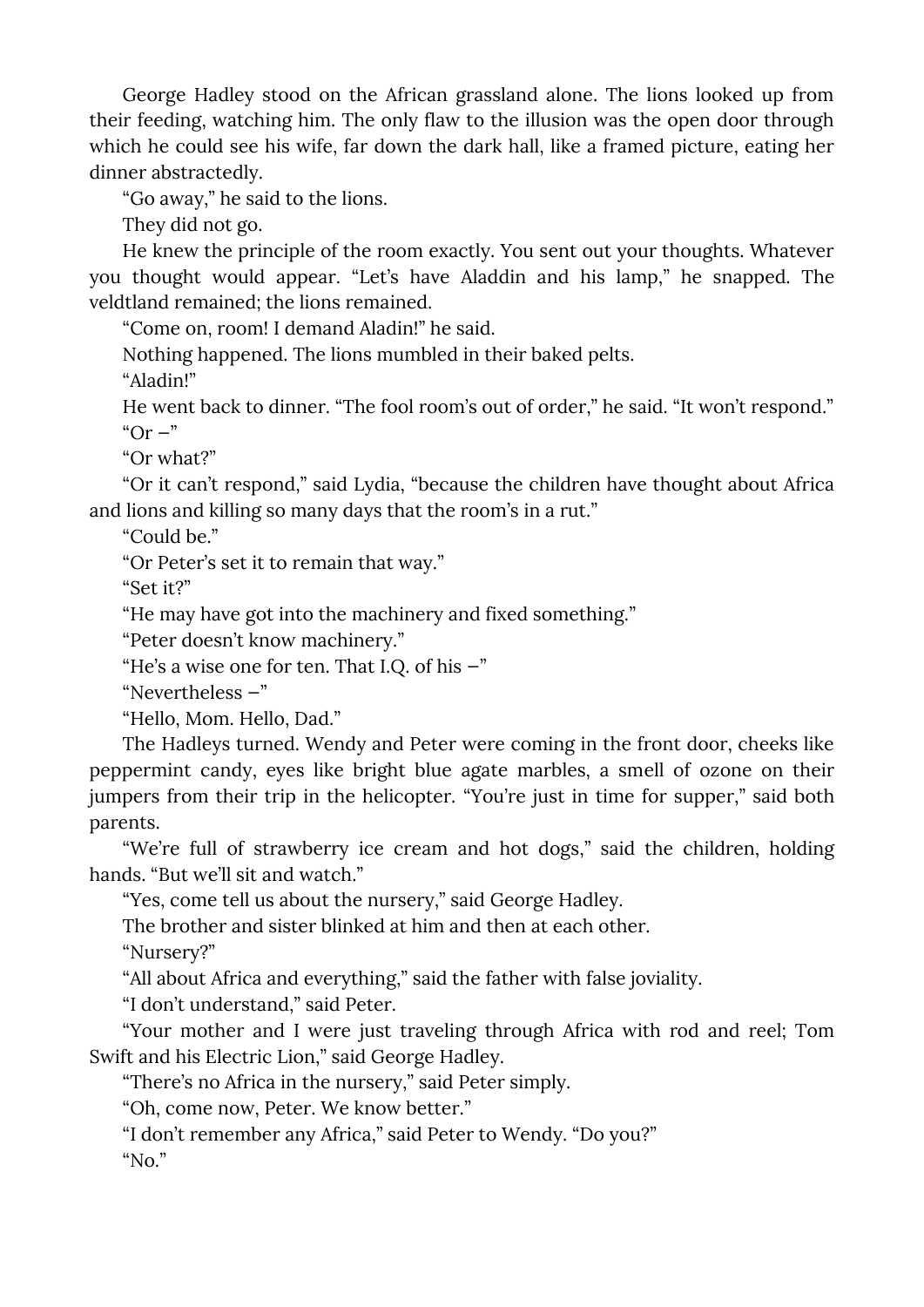George Hadley stood on the African grassland alone. The lions looked up from their feeding, watching him. The only flaw to the illusion was the open door through which he could see his wife, far down the dark hall, like a framed picture, eating her dinner abstractedly.

"Go away," he said to the lions.

They did not go.

He knew the principle of the room exactly. You sent out your thoughts. Whatever you thought would appear. "Let's have Aladdin and his lamp," he snapped. The veldtland remained; the lions remained.

"Come on, room! I demand Aladin!" he said.

Nothing happened. The lions mumbled in their baked pelts.

"Aladin!"

He went back to dinner. "The fool room's out of order," he said. "It won't respond."

"Or –"

"Or what?"

"Or it can't respond," said Lydia, "because the children have thought about Africa and lions and killing so many days that the room's in a rut."

"Could be."

"Or Peter's set it to remain that way."

"Set it?"

"He may have got into the machinery and fixed something."

"Peter doesn't know machinery."

"He's a wise one for ten. That I.Q. of his –"

"Nevertheless –"

"Hello, Mom. Hello, Dad."

The Hadleys turned. Wendy and Peter were coming in the front door, cheeks like peppermint candy, eyes like bright blue agate marbles, a smell of ozone on their jumpers from their trip in the helicopter. "You're just in time for supper," said both parents.

"We're full of strawberry ice cream and hot dogs," said the children, holding hands. "But we'll sit and watch."

"Yes, come tell us about the nursery," said George Hadley.

The brother and sister blinked at him and then at each other.

"Nursery?"

"All about Africa and everything," said the father with false joviality.

"I don't understand," said Peter.

"Your mother and I were just traveling through Africa with rod and reel; Tom Swift and his Electric Lion," said George Hadley.

"There's no Africa in the nursery," said Peter simply.

"Oh, come now, Peter. We know better."

"I don't remember any Africa," said Peter to Wendy. "Do you?"

"No."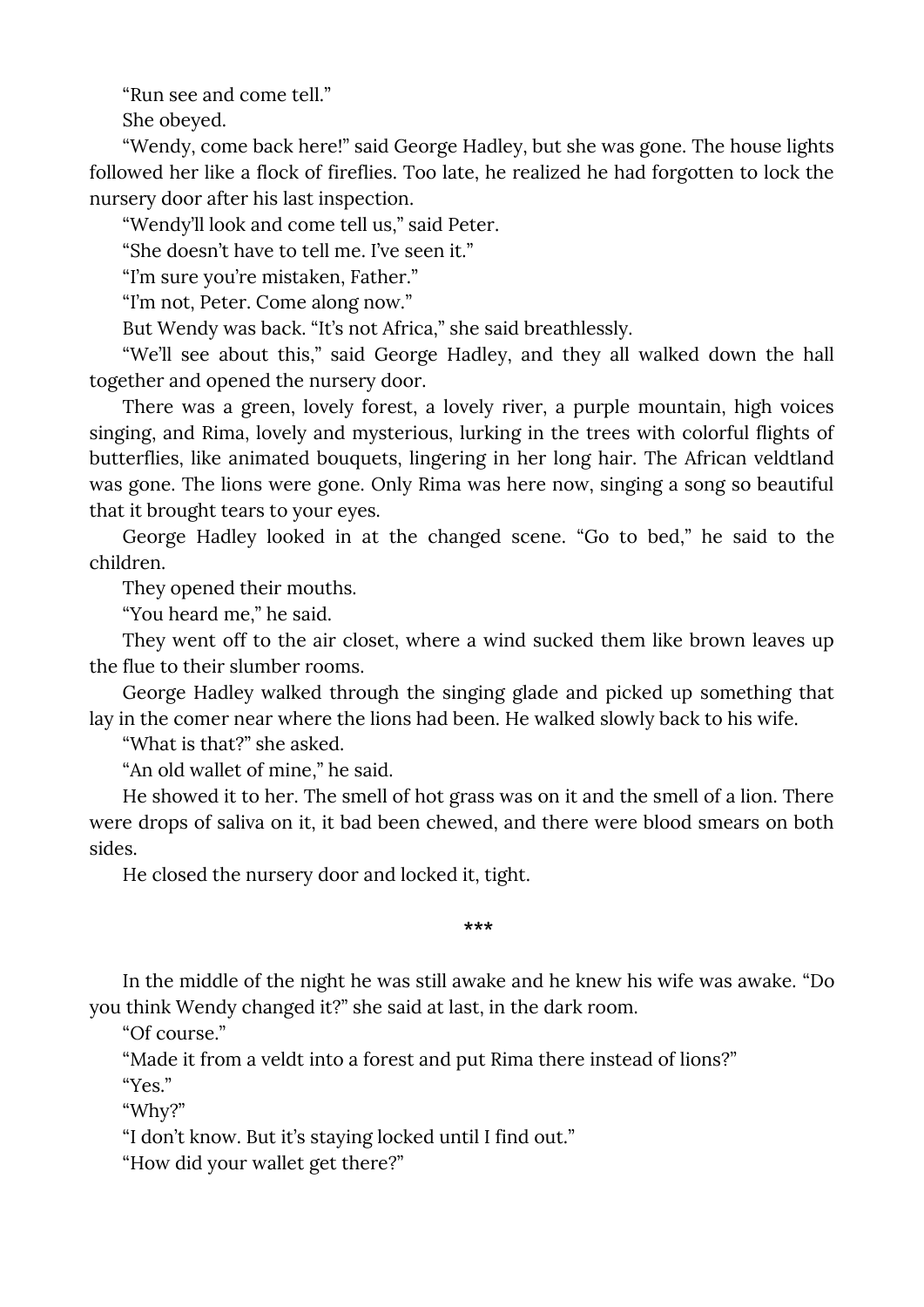"Run see and come tell."

She obeyed.

"Wendy, come back here!" said George Hadley, but she was gone. The house lights followed her like a flock of fireflies. Too late, he realized he had forgotten to lock the nursery door after his last inspection.

"Wendy'll look and come tell us," said Peter.

"She doesn't have to tell me. I've seen it."

"I'm sure you're mistaken, Father."

"I'm not, Peter. Come along now."

But Wendy was back. "It's not Africa," she said breathlessly.

"We'll see about this," said George Hadley, and they all walked down the hall together and opened the nursery door.

There was a green, lovely forest, a lovely river, a purple mountain, high voices singing, and Rima, lovely and mysterious, lurking in the trees with colorful flights of butterflies, like animated bouquets, lingering in her long hair. The African veldtland was gone. The lions were gone. Only Rima was here now, singing a song so beautiful that it brought tears to your eyes.

George Hadley looked in at the changed scene. "Go to bed," he said to the children.

They opened their mouths.

"You heard me," he said.

They went off to the air closet, where a wind sucked them like brown leaves up the flue to their slumber rooms.

George Hadley walked through the singing glade and picked up something that lay in the comer near where the lions had been. He walked slowly back to his wife.

"What is that?" she asked.

"An old wallet of mine," he said.

He showed it to her. The smell of hot grass was on it and the smell of a lion. There were drops of saliva on it, it bad been chewed, and there were blood smears on both sides.

He closed the nursery door and locked it, tight.

***

In the middle of the night he was still awake and he knew his wife was awake. "Do you think Wendy changed it?" she said at last, in the dark room.

"Of course."

"Made it from a veldt into a forest and put Rima there instead of lions?"

"Yes."

"Why?"

"I don't know. But it's staying locked until I find out."

"How did your wallet get there?"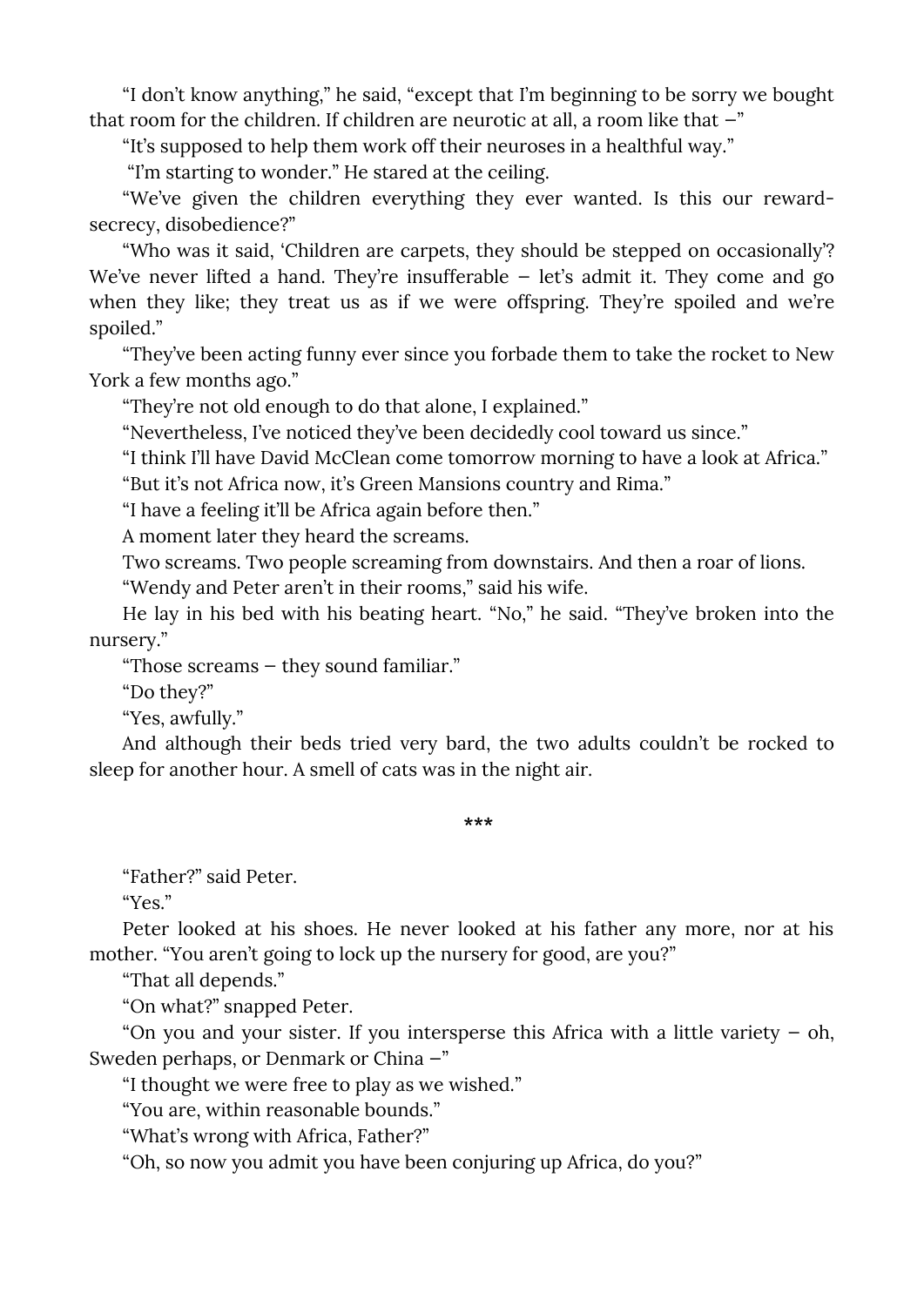"I don't know anything," he said, "except that I'm beginning to be sorry we bought that room for the children. If children are neurotic at all, a room like that –"

"It's supposed to help them work off their neuroses in a healthful way."

"I'm starting to wonder." He stared at the ceiling.

"We've given the children everything they ever wanted. Is this our reward-secrecy, disobedience?"

"Who was it said, 'Children are carpets, they should be stepped on occasionally'? We've never lifted a hand. They're insufferable – let's admit it. They come and go when they like; they treat us as if we were offspring. They're spoiled and we're spoiled."

"They've been acting funny ever since you forbade them to take the rocket to New York a few months ago."

"They're not old enough to do that alone, I explained."

"Nevertheless, I've noticed they've been decidedly cool toward us since."

"I think I'll have David McClean come tomorrow morning to have a look at Africa."

"But it's not Africa now, it's Green Mansions country and Rima."

"I have a feeling it'll be Africa again before then."

A moment later they heard the screams.

Two screams. Two people screaming from downstairs. And then a roar of lions.

"Wendy and Peter aren't in their rooms," said his wife.

He lay in his bed with his beating heart. "No," he said. "They've broken into the nursery."

"Those screams – they sound familiar."

"Do they?"

"Yes, awfully."

And although their beds tried very bard, the two adults couldn't be rocked to sleep for another hour. A smell of cats was in the night air.

***

"Father?" said Peter.

"Yes."

Peter looked at his shoes. He never looked at his father any more, nor at his mother. "You aren't going to lock up the nursery for good, are you?"

"That all depends."

"On what?" snapped Peter.

"On you and your sister. If you intersperse this Africa with a little variety – oh, Sweden perhaps, or Denmark or China –"

"I thought we were free to play as we wished."

"You are, within reasonable bounds."

"What's wrong with Africa, Father?"

"Oh, so now you admit you have been conjuring up Africa, do you?"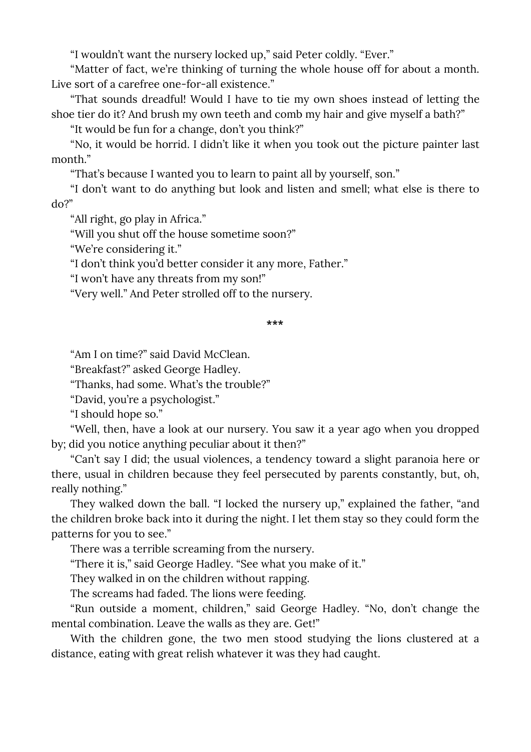"I wouldn't want the nursery locked up," said Peter coldly. "Ever."

"Matter of fact, we're thinking of turning the whole house off for about a month. Live sort of a carefree one-for-all existence."

"That sounds dreadful! Would I have to tie my own shoes instead of letting the shoe tier do it? And brush my own teeth and comb my hair and give myself a bath?"

"It would be fun for a change, don't you think?"

"No, it would be horrid. I didn't like it when you took out the picture painter last month."

"That's because I wanted you to learn to paint all by yourself, son."

"I don't want to do anything but look and listen and smell; what else is there to do?"

"All right, go play in Africa."

"Will you shut off the house sometime soon?"

"We're considering it."

"I don't think you'd better consider it any more, Father."

"I won't have any threats from my son!"

"Very well." And Peter strolled off to the nursery.

***

"Am I on time?" said David McClean.

"Breakfast?" asked George Hadley.

"Thanks, had some. What's the trouble?"

"David, you're a psychologist."

"I should hope so."

"Well, then, have a look at our nursery. You saw it a year ago when you dropped by; did you notice anything peculiar about it then?"

"Can't say I did; the usual violences, a tendency toward a slight paranoia here or there, usual in children because they feel persecuted by parents constantly, but, oh, really nothing."

They walked down the ball. "I locked the nursery up," explained the father, "and the children broke back into it during the night. I let them stay so they could form the patterns for you to see."

There was a terrible screaming from the nursery.

"There it is," said George Hadley. "See what you make of it."

They walked in on the children without rapping.

The screams had faded. The lions were feeding.

"Run outside a moment, children," said George Hadley. "No, don't change the mental combination. Leave the walls as they are. Get!"

With the children gone, the two men stood studying the lions clustered at a distance, eating with great relish whatever it was they had caught.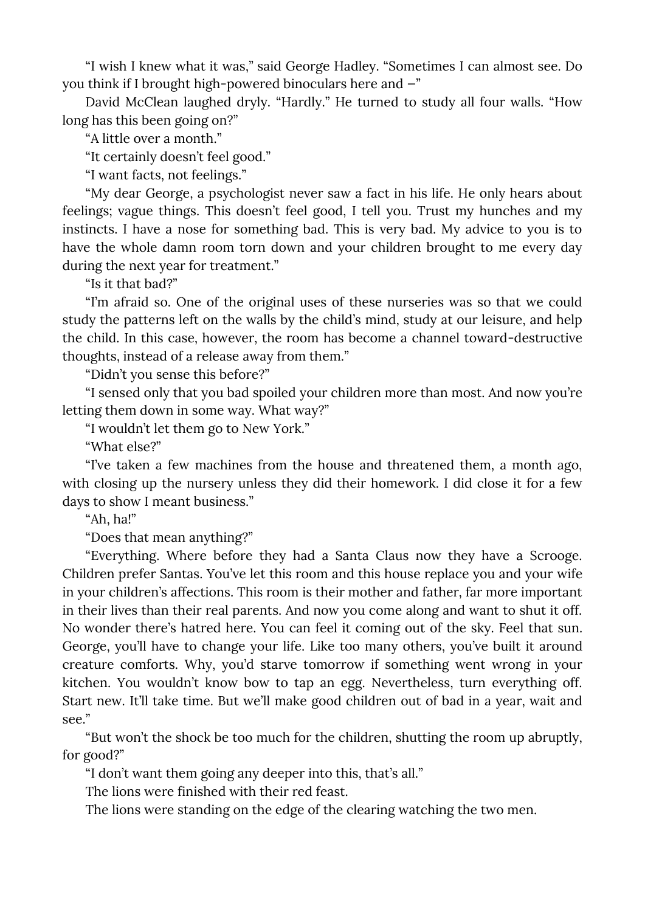"I wish I knew what it was," said George Hadley. "Sometimes I can almost see. Do you think if I brought high-powered binoculars here and —"

David McClean laughed dryly. "Hardly." He turned to study all four walls. "How long has this been going on?"

"A little over a month."

"It certainly doesn't feel good."

"I want facts, not feelings."

"My dear George, a psychologist never saw a fact in his life. He only hears about feelings; vague things. This doesn't feel good, I tell you. Trust my hunches and my instincts. I have a nose for something bad. This is very bad. My advice to you is to have the whole damn room torn down and your children brought to me every day during the next year for treatment."

"Is it that bad?"

"I'm afraid so. One of the original uses of these nurseries was so that we could study the patterns left on the walls by the child's mind, study at our leisure, and help the child. In this case, however, the room has become a channel toward-destructive thoughts, instead of a release away from them."

"Didn't you sense this before?"

"I sensed only that you bad spoiled your children more than most. And now you're letting them down in some way. What way?"

"I wouldn't let them go to New York."

"What else?"

"I've taken a few machines from the house and threatened them, a month ago, with closing up the nursery unless they did their homework. I did close it for a few days to show I meant business."

"Ah, ha!"

"Does that mean anything?"

"Everything. Where before they had a Santa Claus now they have a Scrooge. Children prefer Santas. You've let this room and this house replace you and your wife in your children's affections. This room is their mother and father, far more important in their lives than their real parents. And now you come along and want to shut it off. No wonder there's hatred here. You can feel it coming out of the sky. Feel that sun. George, you'll have to change your life. Like too many others, you've built it around creature comforts. Why, you'd starve tomorrow if something went wrong in your kitchen. You wouldn't know bow to tap an egg. Nevertheless, turn everything off. Start new. It'll take time. But we'll make good children out of bad in a year, wait and see."

"But won't the shock be too much for the children, shutting the room up abruptly, for good?"

"I don't want them going any deeper into this, that's all."

The lions were finished with their red feast.

The lions were standing on the edge of the clearing watching the two men.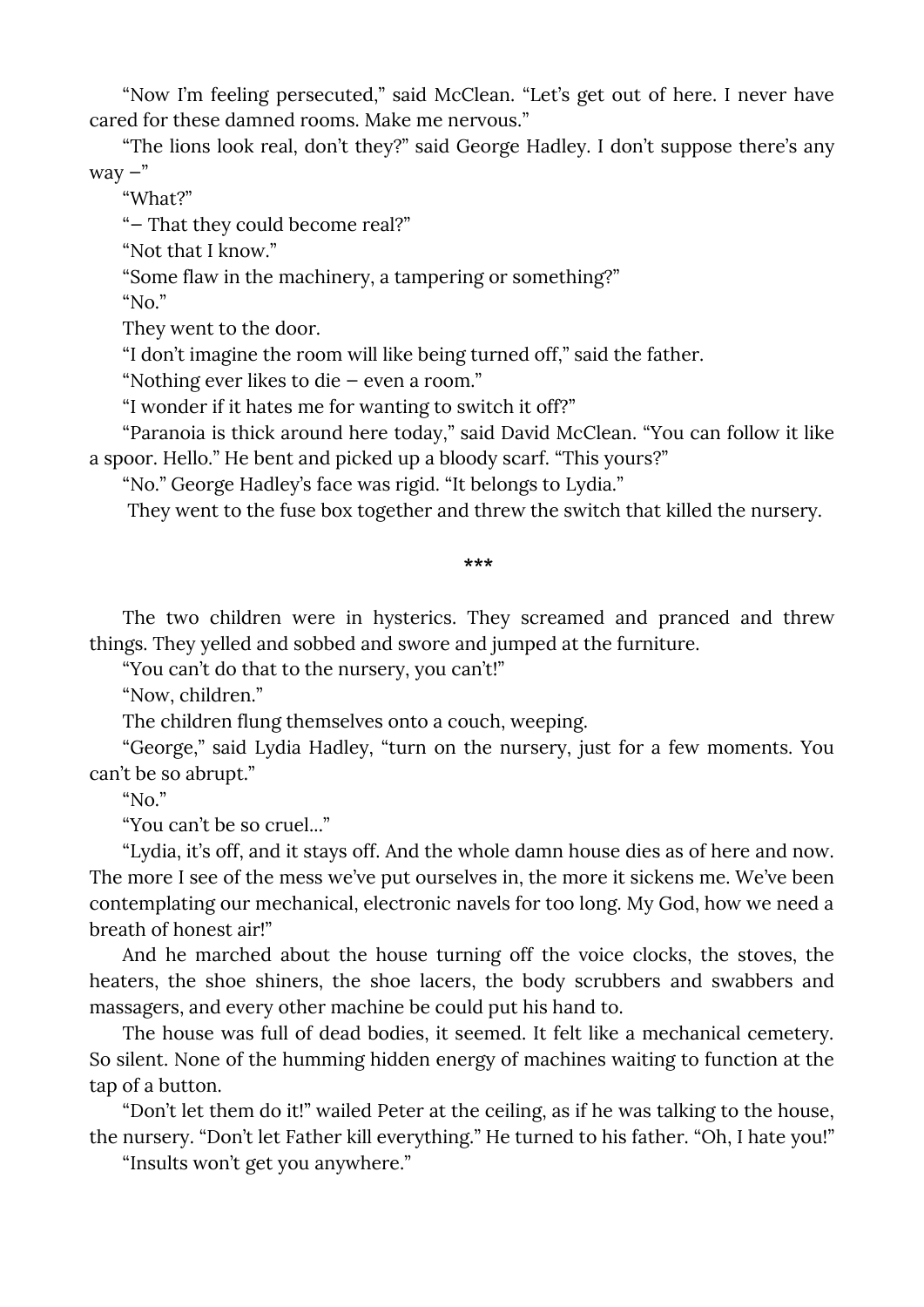"Now I'm feeling persecuted," said McClean. "Let's get out of here. I never have cared for these damned rooms. Make me nervous."

"The lions look real, don't they?" said George Hadley. I don't suppose there's any way –"

"What?"

"– That they could become real?"

"Not that I know."

"Some flaw in the machinery, a tampering or something?"

"No."

They went to the door.

"I don't imagine the room will like being turned off," said the father.

"Nothing ever likes to die – even a room."

"I wonder if it hates me for wanting to switch it off?"

"Paranoia is thick around here today," said David McClean. "You can follow it like a spoor. Hello." He bent and picked up a bloody scarf. "This yours?"

"No." George Hadley's face was rigid. "It belongs to Lydia."

They went to the fuse box together and threw the switch that killed the nursery.

***

The two children were in hysterics. They screamed and pranced and threw things. They yelled and sobbed and swore and jumped at the furniture.

"You can't do that to the nursery, you can't!"

"Now, children."

The children flung themselves onto a couch, weeping.

"George," said Lydia Hadley, "turn on the nursery, just for a few moments. You can't be so abrupt."

"No."

"You can't be so cruel..."

"Lydia, it's off, and it stays off. And the whole damn house dies as of here and now. The more I see of the mess we've put ourselves in, the more it sickens me. We've been contemplating our mechanical, electronic navels for too long. My God, how we need a breath of honest air!"

And he marched about the house turning off the voice clocks, the stoves, the heaters, the shoe shiners, the shoe lacers, the body scrubbers and swabbers and massagers, and every other machine be could put his hand to.

The house was full of dead bodies, it seemed. It felt like a mechanical cemetery. So silent. None of the humming hidden energy of machines waiting to function at the tap of a button.

"Don't let them do it!" wailed Peter at the ceiling, as if he was talking to the house, the nursery. "Don't let Father kill everything." He turned to his father. "Oh, I hate you!"

"Insults won't get you anywhere."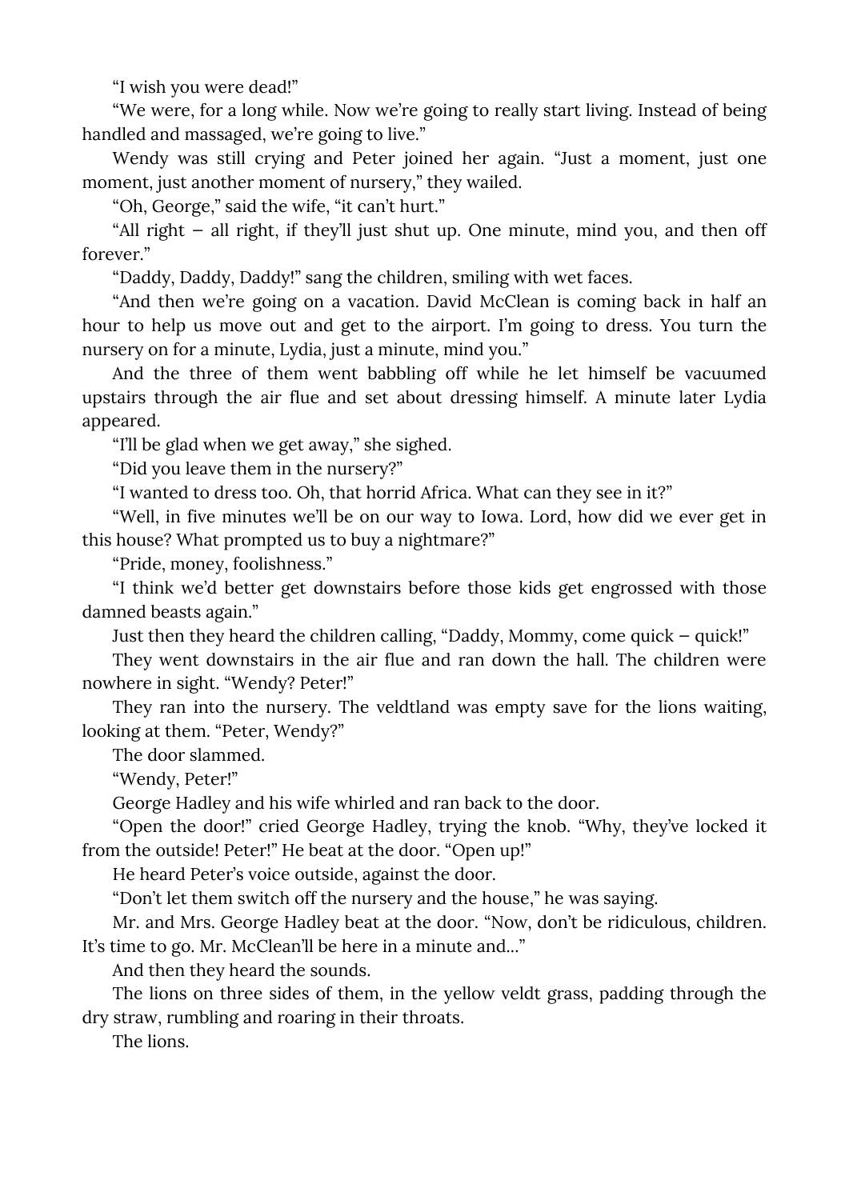"I wish you were dead!"

"We were, for a long while. Now we're going to really start living. Instead of being handled and massaged, we're going to live."

Wendy was still crying and Peter joined her again. "Just a moment, just one moment, just another moment of nursery," they wailed.

"Oh, George," said the wife, "it can't hurt."

"All right – all right, if they'll just shut up. One minute, mind you, and then off forever."

"Daddy, Daddy, Daddy!" sang the children, smiling with wet faces.

"And then we're going on a vacation. David McClean is coming back in half an hour to help us move out and get to the airport. I'm going to dress. You turn the nursery on for a minute, Lydia, just a minute, mind you."

And the three of them went babbling off while he let himself be vacuumed upstairs through the air flue and set about dressing himself. A minute later Lydia appeared.

"I'll be glad when we get away," she sighed.

"Did you leave them in the nursery?"

"I wanted to dress too. Oh, that horrid Africa. What can they see in it?"

"Well, in five minutes we'll be on our way to Iowa. Lord, how did we ever get in this house? What prompted us to buy a nightmare?"

"Pride, money, foolishness."

"I think we'd better get downstairs before those kids get engrossed with those damned beasts again."

Just then they heard the children calling, "Daddy, Mommy, come quick – quick!"

They went downstairs in the air flue and ran down the hall. The children were nowhere in sight. "Wendy? Peter!"

They ran into the nursery. The veldtland was empty save for the lions waiting, looking at them. "Peter, Wendy?"

The door slammed.

"Wendy, Peter!"

George Hadley and his wife whirled and ran back to the door.

"Open the door!" cried George Hadley, trying the knob. "Why, they've locked it from the outside! Peter!" He beat at the door. "Open up!"

He heard Peter's voice outside, against the door.

"Don't let them switch off the nursery and the house," he was saying.

Mr. and Mrs. George Hadley beat at the door. "Now, don't be ridiculous, children. It's time to go. Mr. McClean'll be here in a minute and..."

And then they heard the sounds.

The lions on three sides of them, in the yellow veldt grass, padding through the dry straw, rumbling and roaring in their throats.

The lions.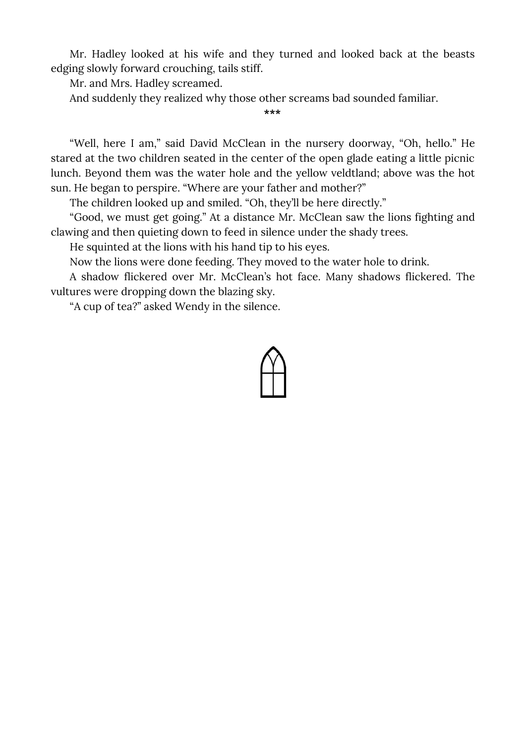Mr. Hadley looked at his wife and they turned and looked back at the beasts edging slowly forward crouching, tails stiff.

Mr. and Mrs. Hadley screamed.

And suddenly they realized why those other screams bad sounded familiar.

***

"Well, here I am," said David McClean in the nursery doorway, "Oh, hello." He stared at the two children seated in the center of the open glade eating a little picnic lunch. Beyond them was the water hole and the yellow veldtland; above was the hot sun. He began to perspire. "Where are your father and mother?"

The children looked up and smiled. "Oh, they'll be here directly."

"Good, we must get going." At a distance Mr. McClean saw the lions fighting and clawing and then quieting down to feed in silence under the shady trees.

He squinted at the lions with his hand tip to his eyes.

Now the lions were done feeding. They moved to the water hole to drink.

A shadow flickered over Mr. McClean's hot face. Many shadows flickered. The vultures were dropping down the blazing sky.

"A cup of tea?" asked Wendy in the silence.